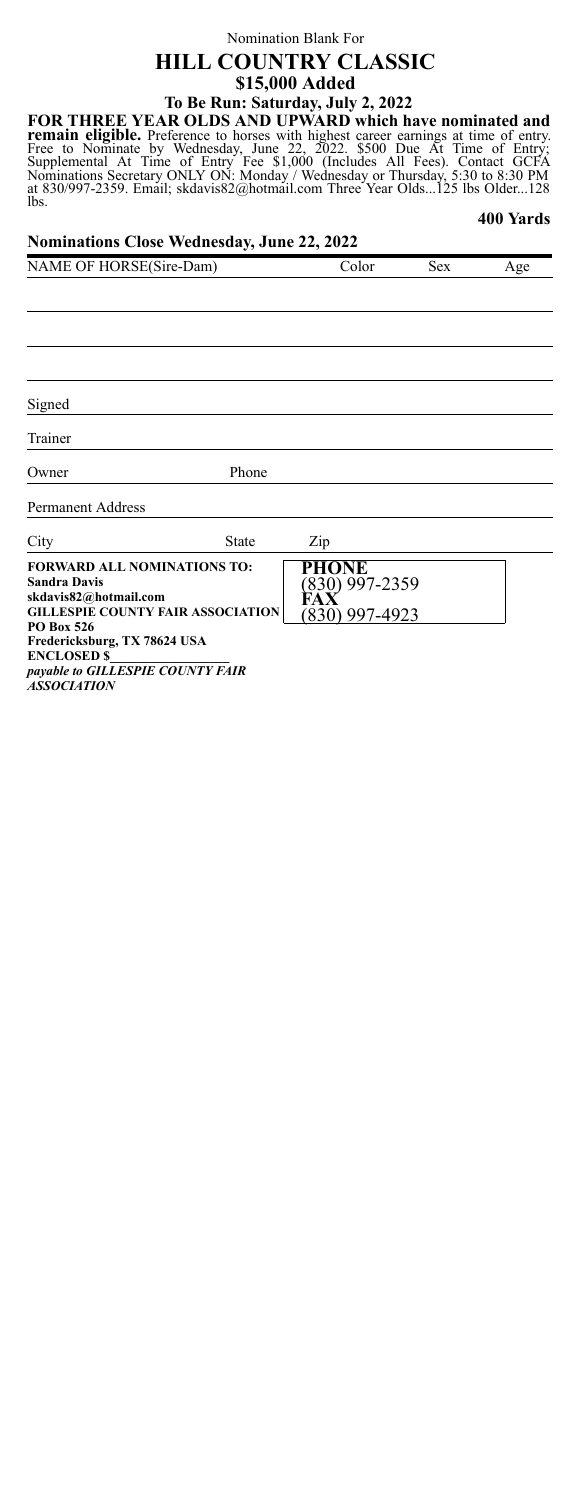Nomination Blank For

# HILL COUNTRY CLASSIC

## $15,000 Added

### To Be Run: Saturday, July 2, 2022

**FOR THREE YEAR OLDS AND UPWARD which have nominated and remain eligible.** Preference to horses with highest career earnings at time of entry. Free to Nominate by Wednesday, June 22, 2022. $500 Due At Time of Entry; Supplemental At Time of Entry Fee $1,000 (Includes All Fees). Contact GCFA Nominations Secretary ONLY ON: Monday / Wednesday or Thursday, 5:30 to 8:30 PM at 830/997-2359. Email; skdavis82@hotmail.com Three Year Olds...125 lbs Older...128 lbs.

**400 Yards**

**Nominations Close Wednesday, June 22, 2022**

| NAME OF HORSE(Sire-Dam) | Color | Sex | Age |
|---|---|---|---|
| | | | |
| | | | |
| | | | |
| | | | |

Signed

Trainer

Owner Phone

Permanent Address

City State Zip

**FORWARD ALL NOMINATIONS TO:**
**Sandra Davis**
**skdavis82@hotmail.com**
**GILLESPIE COUNTY FAIR ASSOCIATION**
**PO Box 526**
**Fredericksburg, TX 78624 USA**
**ENCLOSED $**\_\_\_\_\_\_\_\_\_\_
***payable to GILLESPIE COUNTY FAIR ASSOCIATION***

**PHONE**
(830) 997-2359
**FAX**
(830) 997-4923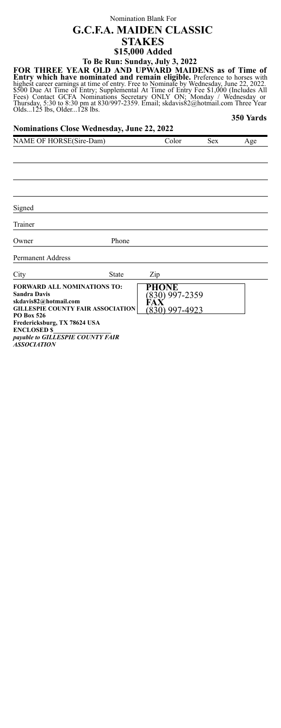Nomination Blank For

# G.C.F.A. MAIDEN CLASSIC STAKES

## $15,000 Added

### To Be Run: Sunday, July 3, 2022

**FOR THREE YEAR OLD AND UPWARD MAIDENS as of Time of Entry which have nominated and remain eligible.** Preference to horses with highest career earnings at time of entry. Free to Nominate by Wednesday, June 22, 2022. $500 Due At Time of Entry; Supplemental At Time of Entry Fee $1,000 (Includes All Fees) Contact GCFA Nominations Secretary ONLY ON; Monday / Wednesday or Thursday, 5:30 to 8:30 pm at 830/997-2359. Email; skdavis82@hotmail.com Three Year Olds...125 lbs, Older...128 lbs.

**350 Yards**

**Nominations Close Wednesday, June 22, 2022**

| NAME OF HORSE(Sire-Dam) | Color | Sex | Age |
|---|---|---|---|
| | | | |
| | | | |
| | | | |
| | | | |

Signed

Trainer

Owner Phone

Permanent Address

City State Zip

**FORWARD ALL NOMINATIONS TO:**
**Sandra Davis**
**skdavis82@hotmail.com**
**GILLESPIE COUNTY FAIR ASSOCIATION**
**PO Box 526**
**Fredericksburg, TX 78624 USA**
**ENCLOSED $**\_\_\_\_\_\_\_\_\_\_\_\_\_\_\_\_
***payable to GILLESPIE COUNTY FAIR ASSOCIATION***

**PHONE**
(830) 997-2359
**FAX**
(830) 997-4923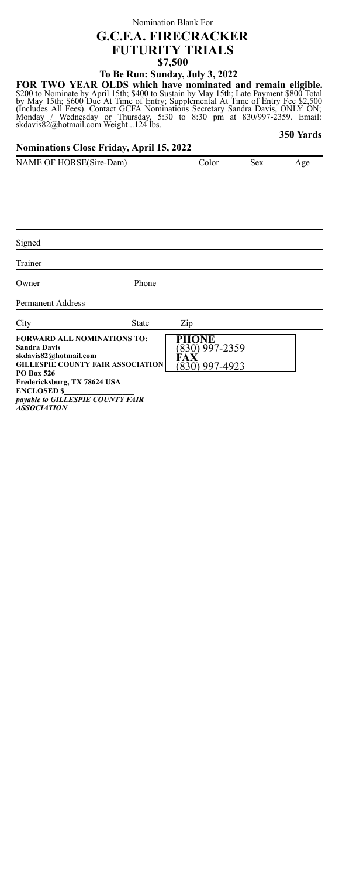Nomination Blank For

# G.C.F.A. FIRECRACKER FUTURITY TRIALS

## $7,500

**To Be Run: Sunday, July 3, 2022**

**FOR TWO YEAR OLDS which have nominated and remain eligible.** $200 to Nominate by April 15th; $400 to Sustain by May 15th; Late Payment $800 Total by May 15th; $600 Due At Time of Entry; Supplemental At Time of Entry Fee $2,500 (Includes All Fees). Contact GCFA Nominations Secretary Sandra Davis, ONLY ON; Monday / Wednesday or Thursday, 5:30 to 8:30 pm at 830/997-2359. Email: skdavis82@hotmail.com Weight...124 lbs.

**350 Yards**

**Nominations Close Friday, April 15, 2022**

| NAME OF HORSE(Sire-Dam) | Color | Sex | Age |
|---|---|---|---|
| | | | |
| | | | |
| | | | |
| | | | |

Signed

Trainer

Owner Phone

Permanent Address

City State Zip

**FORWARD ALL NOMINATIONS TO:**
**Sandra Davis**
**skdavis82@hotmail.com**
**GILLESPIE COUNTY FAIR ASSOCIATION**
**PO Box 526**
**Fredericksburg, TX 78624 USA**
**ENCLOSED $**\_\_\_\_\_\_\_\_\_\_\_\_\_\_\_\_
***payable to GILLESPIE COUNTY FAIR ASSOCIATION***

**PHONE**
(830) 997-2359
**FAX**
(830) 997-4923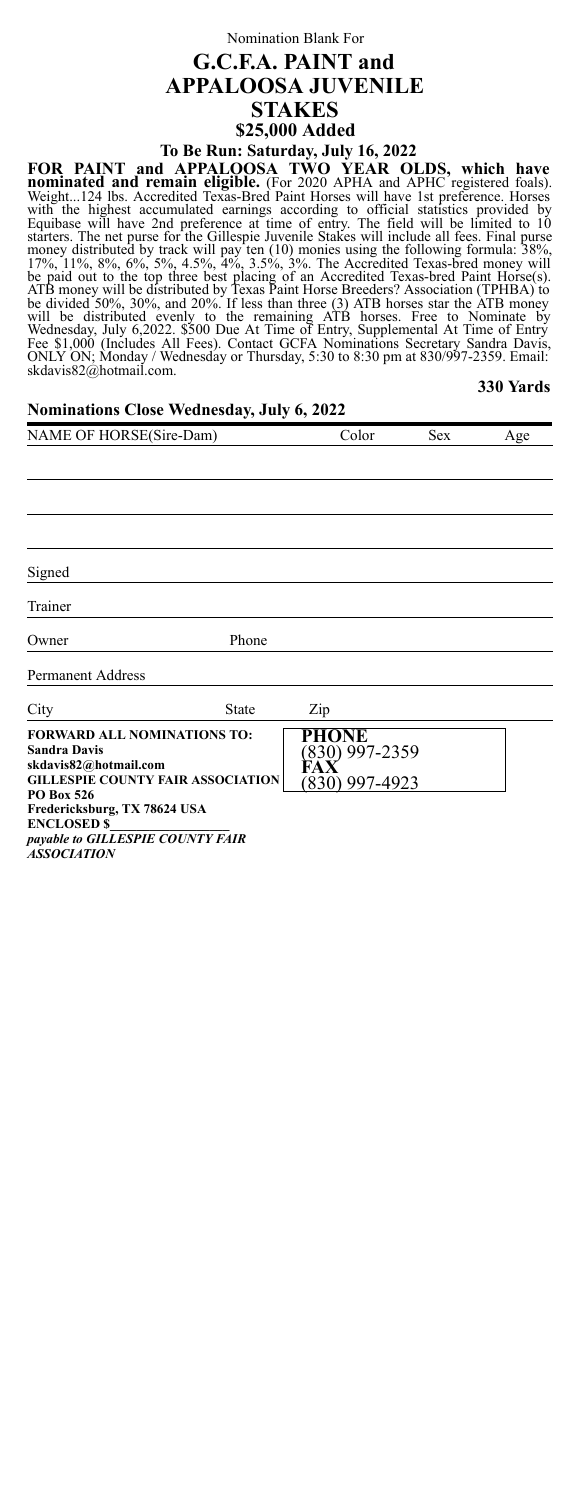Nomination Blank For

# G.C.F.A. PAINT and APPALOOSA JUVENILE STAKES

## $25,000 Added

### To Be Run: Saturday, July 16, 2022

**FOR PAINT and APPALOOSA TWO YEAR OLDS, which have nominated and remain eligible.** (For 2020 APHA and APHC registered foals). Weight...124 lbs. Accredited Texas-Bred Paint Horses will have 1st preference. Horses with the highest accumulated earnings according to official statistics provided by Equibase will have 2nd preference at time of entry. The field will be limited to 10 starters. The net purse for the Gillespie Juvenile Stakes will include all fees. Final purse money distributed by track will pay ten (10) monies using the following formula: 38%, 17%, 11%, 8%, 6%, 5%, 4.5%, 4%, 3.5%, 3%. The Accredited Texas-bred money will be paid out to the top three best placing of an Accredited Texas-bred Paint Horse(s). ATB money will be distributed by Texas Paint Horse Breeders? Association (TPHBA) to be divided 50%, 30%, and 20%. If less than three (3) ATB horses star the ATB money will be distributed evenly to the remaining ATB horses. Free to Nominate by Wednesday, July 6,2022. $500 Due At Time of Entry, Supplemental At Time of Entry Fee $1,000 (Includes All Fees). Contact GCFA Nominations Secretary Sandra Davis, ONLY ON; Monday / Wednesday or Thursday, 5:30 to 8:30 pm at 830/997-2359. Email: skdavis82@hotmail.com.

**330 Yards**

**Nominations Close Wednesday, July 6, 2022**

| NAME OF HORSE(Sire-Dam) | Color | Sex | Age |
|---|---|---|---|
| | | | |
| | | | |
| | | | |
| | | | |

Signed ______________________

Trainer ______________________

Owner ______________ Phone ______________

Permanent Address ______________________

City ______________ State ______ Zip ______________

**FORWARD ALL NOMINATIONS TO:**
**Sandra Davis**
**skdavis82@hotmail.com**
**GILLESPIE COUNTY FAIR ASSOCIATION**
**PO Box 526**
**Fredericksburg, TX 78624 USA**
**ENCLOSED $______________**
***payable to GILLESPIE COUNTY FAIR ASSOCIATION***

**PHONE**
(830) 997-2359
**FAX**
(830) 997-4923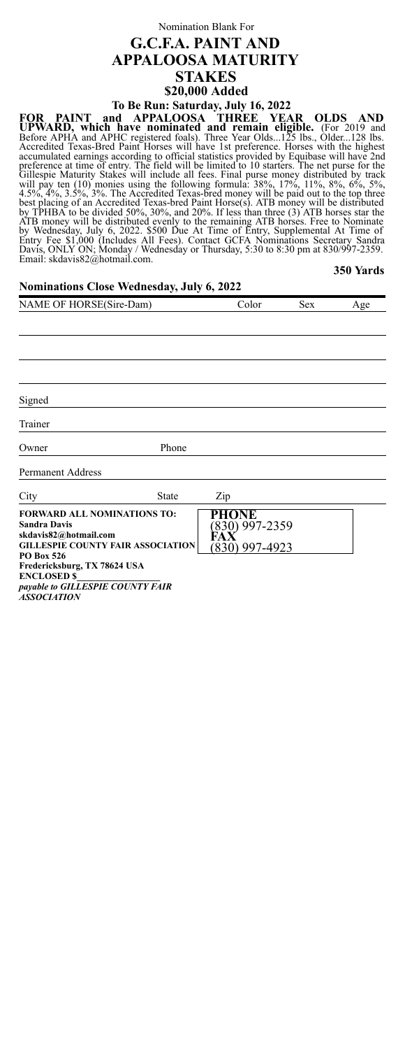Nomination Blank For

# G.C.F.A. PAINT AND APPALOOSA MATURITY STAKES

## $20,000 Added

### To Be Run: Saturday, July 16, 2022

**FOR PAINT and APPALOOSA THREE YEAR OLDS AND UPWARD, which have nominated and remain eligible.** (For 2019 and Before APHA and APHC registered foals). Three Year Olds...125 lbs., Older...128 lbs. Accredited Texas-Bred Paint Horses will have 1st preference. Horses with the highest accumulated earnings according to official statistics provided by Equibase will have 2nd preference at time of entry. The field will be limited to 10 starters. The net purse for the Gillespie Maturity Stakes will include all fees. Final purse money distributed by track will pay ten (10) monies using the following formula: 38%, 17%, 11%, 8%, 6%, 5%, 4.5%, 4%, 3.5%, 3%. The Accredited Texas-bred money will be paid out to the top three best placing of an Accredited Texas-bred Paint Horse(s). ATB money will be distributed by TPHBA to be divided 50%, 30%, and 20%. If less than three (3) ATB horses star the ATB money will be distributed evenly to the remaining ATB horses. Free to Nominate by Wednesday, July 6, 2022. $500 Due At Time of Entry, Supplemental At Time of Entry Fee $1,000 (Includes All Fees). Contact GCFA Nominations Secretary Sandra Davis, ONLY ON; Monday / Wednesday or Thursday, 5:30 to 8:30 pm at 830/997-2359. Email: skdavis82@hotmail.com.

**350 Yards**

**Nominations Close Wednesday, July 6, 2022**

| NAME OF HORSE(Sire-Dam) | Color | Sex | Age |
|---|---|---|---|
| | | | |
| | | | |
| | | | |
| | | | |

Signed

Trainer

Owner Phone

Permanent Address

City State Zip

**FORWARD ALL NOMINATIONS TO:**
**Sandra Davis**
**skdavis82@hotmail.com**
**GILLESPIE COUNTY FAIR ASSOCIATION**
**PO Box 526**
**Fredericksburg, TX 78624 USA**
**ENCLOSED $**
***payable to GILLESPIE COUNTY FAIR ASSOCIATION***

**PHONE**
(830) 997-2359
**FAX**
(830) 997-4923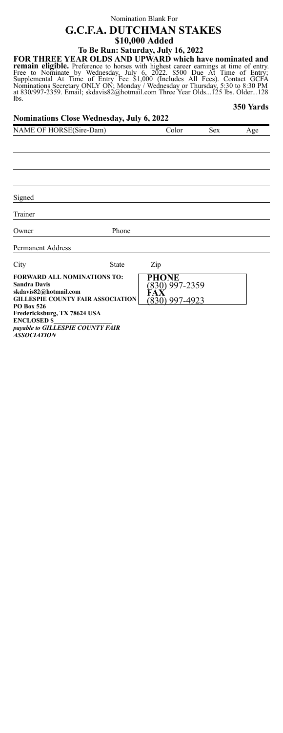Nomination Blank For

# G.C.F.A. DUTCHMAN STAKES

## $10,000 Added

### To Be Run: Saturday, July 16, 2022

**FOR THREE YEAR OLDS AND UPWARD which have nominated and remain eligible.** Preference to horses with highest career earnings at time of entry. Free to Nominate by Wednesday, July 6, 2022. $500 Due At Time of Entry; Supplemental At Time of Entry Fee $1,000 (Includes All Fees). Contact GCFA Nominations Secretary ONLY ON; Monday / Wednesday or Thursday, 5:30 to 8:30 PM at 830/997-2359. Email; skdavis82@hotmail.com Three Year Olds...125 lbs. Older...128 lbs.

**350 Yards**

**Nominations Close Wednesday, July 6, 2022**

| NAME OF HORSE(Sire-Dam) | Color | Sex | Age |
|---|---|---|---|
| | | | |
| | | | |
| | | | |
| | | | |

Signed

Trainer

Owner Phone

Permanent Address

City State Zip

**FORWARD ALL NOMINATIONS TO:**
**Sandra Davis**
**skdavis82@hotmail.com**
**GILLESPIE COUNTY FAIR ASSOCIATION**
**PO Box 526**
**Fredericksburg, TX 78624 USA**
**ENCLOSED $**
***payable to GILLESPIE COUNTY FAIR ASSOCIATION***

**PHONE**
(830) 997-2359
**FAX**
(830) 997-4923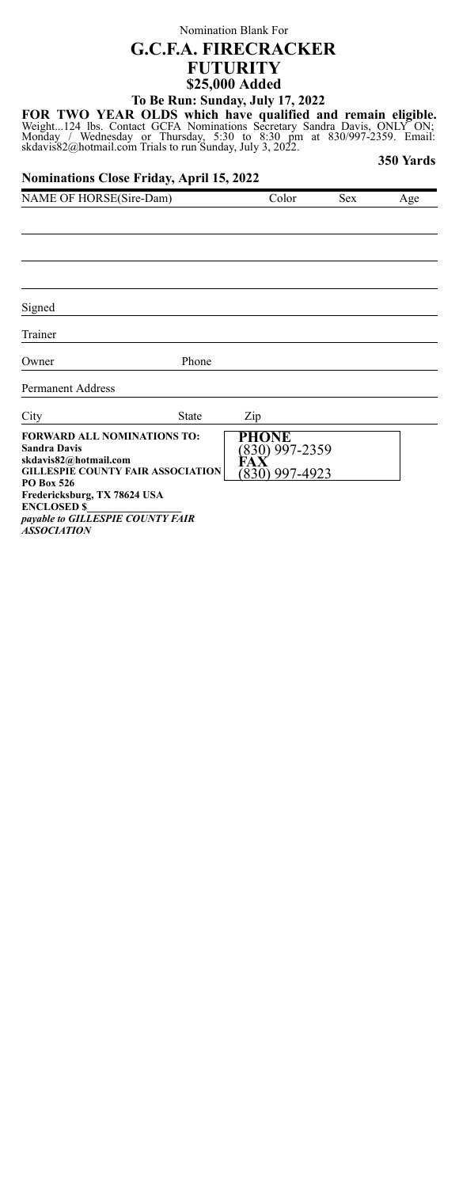Nomination Blank For

# G.C.F.A. FIRECRACKER FUTURITY

## $25,000 Added

**To Be Run: Sunday, July 17, 2022**

**FOR TWO YEAR OLDS which have qualified and remain eligible.** Weight...124 lbs. Contact GCFA Nominations Secretary Sandra Davis, ONLY ON; Monday / Wednesday or Thursday, 5:30 to 8:30 pm at 830/997-2359. Email: skdavis82@hotmail.com Trials to run Sunday, July 3, 2022.

**350 Yards**

**Nominations Close Friday, April 15, 2022**

| NAME OF HORSE(Sire-Dam) | Color | Sex | Age |
|---|---|---|---|
| | | | |
| | | | |
| | | | |
| | | | |

Signed

Trainer

Owner Phone

Permanent Address

City State Zip

**FORWARD ALL NOMINATIONS TO:**
**Sandra Davis**
**skdavis82@hotmail.com**
**GILLESPIE COUNTY FAIR ASSOCIATION**
**PO Box 526**
**Fredericksburg, TX 78624 USA**
**ENCLOSED $**\_\_\_\_\_\_\_\_\_\_\_\_\_\_\_\_\_
***payable to GILLESPIE COUNTY FAIR ASSOCIATION***

**PHONE**
(830) 997-2359
**FAX**
(830) 997-4923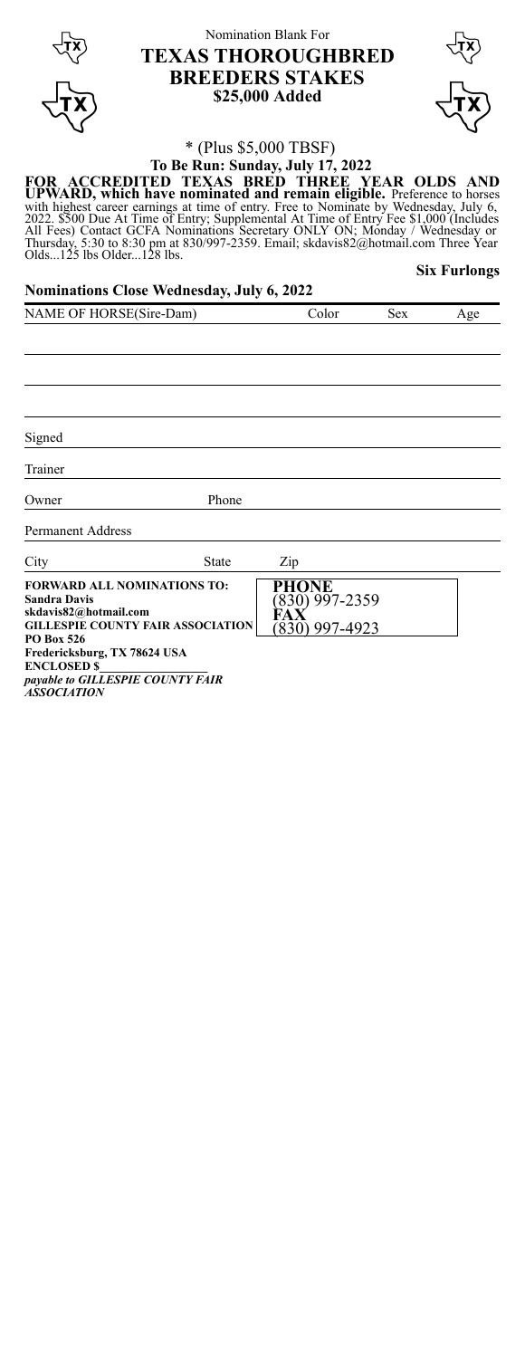Nomination Blank For

# TEXAS THOROUGHBRED BREEDERS STAKES

**$25,000 Added**

* (Plus $5,000 TBSF)

**To Be Run: Sunday, July 17, 2022**

**FOR ACCREDITED TEXAS BRED THREE YEAR OLDS AND UPWARD, which have nominated and remain eligible.** Preference to horses with highest career earnings at time of entry. Free to Nominate by Wednesday, July 6, 2022. $500 Due At Time of Entry; Supplemental At Time of Entry Fee $1,000 (Includes All Fees) Contact GCFA Nominations Secretary ONLY ON; Monday / Wednesday or Thursday, 5:30 to 8:30 pm at 830/997-2359. Email; skdavis82@hotmail.com Three Year Olds...125 lbs Older...128 lbs.

**Six Furlongs**

**Nominations Close Wednesday, July 6, 2022**

| NAME OF HORSE(Sire-Dam) | Color | Sex | Age |
|---|---|---|---|
| | | | |
| | | | |
| | | | |
| | | | |

Signed

Trainer

Owner Phone

Permanent Address

City State Zip

**FORWARD ALL NOMINATIONS TO:**
**Sandra Davis**
**skdavis82@hotmail.com**
**GILLESPIE COUNTY FAIR ASSOCIATION**
**PO Box 526**
**Fredericksburg, TX 78624 USA**
**ENCLOSED $**\_\_\_\_\_\_\_\_\_\_\_\_\_\_
***payable to GILLESPIE COUNTY FAIR ASSOCIATION***

**PHONE**
(830) 997-2359
**FAX**
(830) 997-4923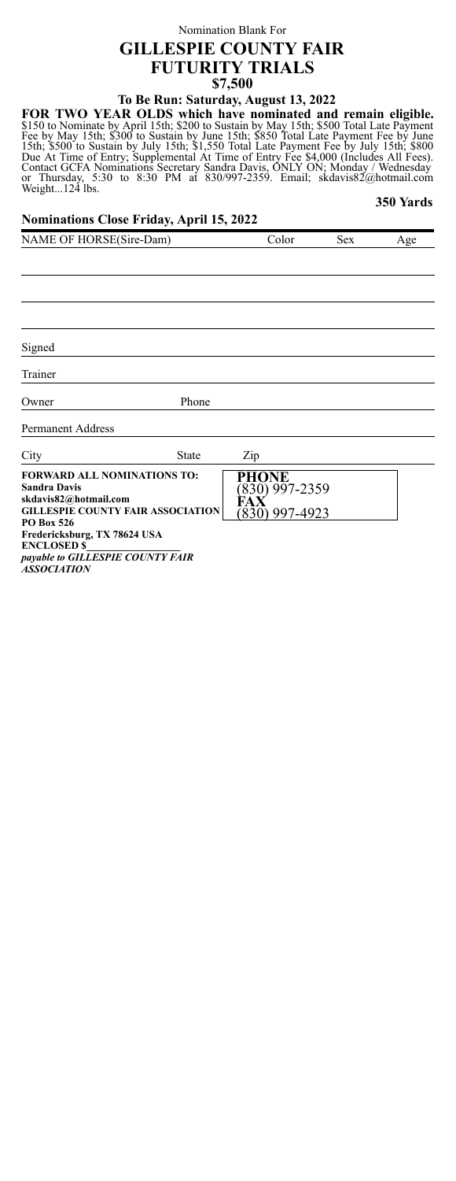Nomination Blank For

# GILLESPIE COUNTY FAIR FUTURITY TRIALS

## $7,500

### To Be Run: Saturday, August 13, 2022

**FOR TWO YEAR OLDS which have nominated and remain eligible.** $150 to Nominate by April 15th; $200 to Sustain by May 15th; $500 Total Late Payment Fee by May 15th; $300 to Sustain by June 15th; $850 Total Late Payment Fee by June 15th; $500 to Sustain by July 15th; $1,550 Total Late Payment Fee by July 15th; $800 Due At Time of Entry; Supplemental At Time of Entry Fee $4,000 (Includes All Fees). Contact GCFA Nominations Secretary Sandra Davis, ONLY ON; Monday / Wednesday or Thursday, 5:30 to 8:30 PM at 830/997-2359. Email; skdavis82@hotmail.com Weight...124 lbs.

**350 Yards**

**Nominations Close Friday, April 15, 2022**

| NAME OF HORSE(Sire-Dam) | Color | Sex | Age |
|---|---|---|---|
| | | | |
| | | | |
| | | | |
| | | | |

Signed ______________________________

Trainer ______________________________

Owner ______________ Phone ______________

Permanent Address ______________________________

City ______________ State ______________ Zip ______________

**FORWARD ALL NOMINATIONS TO:**
**Sandra Davis**
**skdavis82@hotmail.com**
**GILLESPIE COUNTY FAIR ASSOCIATION**
**PO Box 526**
**Fredericksburg, TX 78624 USA**
**ENCLOSED $**________________
***payable to GILLESPIE COUNTY FAIR ASSOCIATION***

**PHONE**
(830) 997-2359
**FAX**
(830) 997-4923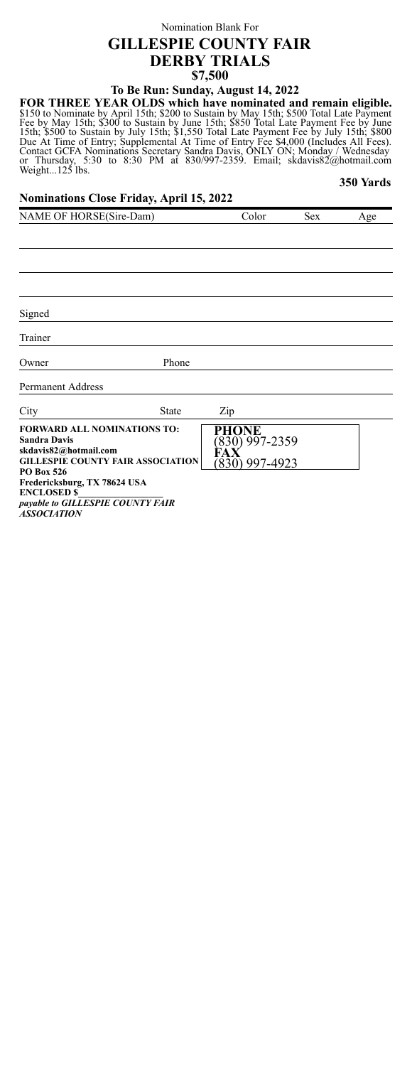Nomination Blank For

# GILLESPIE COUNTY FAIR
# DERBY TRIALS
## $7,500

### To Be Run: Sunday, August 14, 2022

**FOR THREE YEAR OLDS which have nominated and remain eligible.** $150 to Nominate by April 15th; $200 to Sustain by May 15th; $500 Total Late Payment Fee by May 15th; $300 to Sustain by June 15th; $850 Total Late Payment Fee by June 15th; $500 to Sustain by July 15th; $1,550 Total Late Payment Fee by July 15th; $800 Due At Time of Entry; Supplemental At Time of Entry Fee $4,000 (Includes All Fees). Contact GCFA Nominations Secretary Sandra Davis, ONLY ON; Monday / Wednesday or Thursday, 5:30 to 8:30 PM at 830/997-2359. Email; skdavis82@hotmail.com Weight...125 lbs.

**350 Yards**

**Nominations Close Friday, April 15, 2022**

| NAME OF HORSE(Sire-Dam) | Color | Sex | Age |
|---|---|---|---|
| | | | |
| | | | |
| | | | |
| | | | |

Signed \_\_\_\_\_\_\_\_\_\_\_\_\_\_\_\_\_\_\_\_

Trainer \_\_\_\_\_\_\_\_\_\_\_\_\_\_\_\_\_\_\_\_

Owner \_\_\_\_\_\_\_\_\_\_ Phone \_\_\_\_\_\_\_\_\_\_

Permanent Address \_\_\_\_\_\_\_\_\_\_\_\_\_\_\_\_\_\_\_\_

City \_\_\_\_\_\_\_\_\_\_ State \_\_\_\_\_ Zip \_\_\_\_\_\_\_\_\_\_

**FORWARD ALL NOMINATIONS TO:**
**Sandra Davis**
**skdavis82@hotmail.com**
**GILLESPIE COUNTY FAIR ASSOCIATION**
**PO Box 526**
**Fredericksburg, TX 78624 USA**
**ENCLOSED $\_\_\_\_\_\_\_\_\_\_\_\_\_\_\_\_**
***payable to GILLESPIE COUNTY FAIR ASSOCIATION***

**PHONE**
(830) 997-2359
**FAX**
(830) 997-4923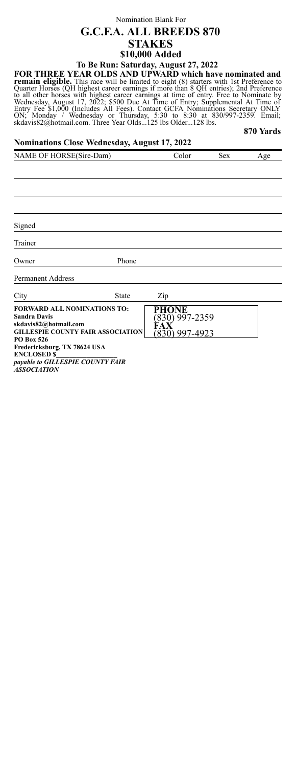Nomination Blank For

# G.C.F.A. ALL BREEDS 870 STAKES

## $10,000 Added

### To Be Run: Saturday, August 27, 2022

**FOR THREE YEAR OLDS AND UPWARD which have nominated and remain eligible.** This race will be limited to eight (8) starters with 1st Preference to Quarter Horses (QH highest career earnings if more than 8 QH entries); 2nd Preference to all other horses with highest career earnings at time of entry. Free to Nominate by Wednesday, August 17, 2022; $500 Due At Time of Entry; Supplemental At Time of Entry Fee $1,000 (Includes All Fees). Contact GCFA Nominations Secretary ONLY ON; Monday / Wednesday or Thursday, 5:30 to 8:30 at 830/997-2359. Email; skdavis82@hotmail.com. Three Year Olds...125 lbs Older...128 lbs.

**870 Yards**

### Nominations Close Wednesday, August 17, 2022

| NAME OF HORSE(Sire-Dam) | Color | Sex | Age |
|---|---|---|---|
| | | | |
| | | | |
| | | | |
| | | | |

Signed

Trainer

Owner Phone

Permanent Address

City State Zip

**FORWARD ALL NOMINATIONS TO:**
**Sandra Davis**
**skdavis82@hotmail.com**
**GILLESPIE COUNTY FAIR ASSOCIATION**
**PO Box 526**
**Fredericksburg, TX 78624 USA**
**ENCLOSED $\_\_\_\_\_\_\_\_\_\_\_\_\_\_\_\_**
***payable to GILLESPIE COUNTY FAIR ASSOCIATION***

**PHONE**
(830) 997-2359
**FAX**
(830) 997-4923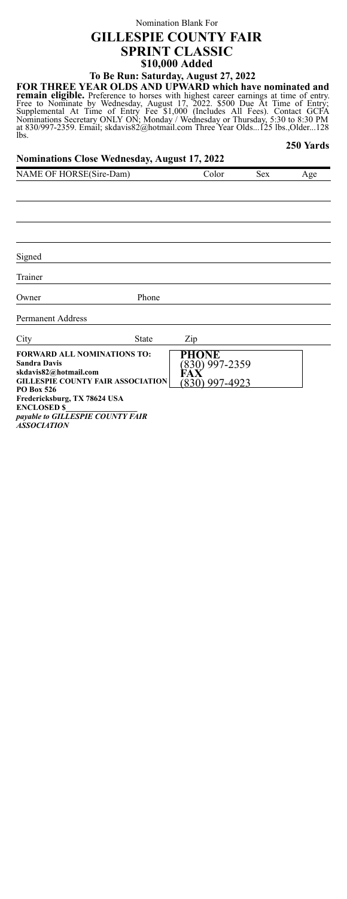Nomination Blank For

# GILLESPIE COUNTY FAIR SPRINT CLASSIC

## $10,000 Added

### To Be Run: Saturday, August 27, 2022

**FOR THREE YEAR OLDS AND UPWARD which have nominated and remain eligible.** Preference to horses with highest career earnings at time of entry. Free to Nominate by Wednesday, August 17, 2022. $500 Due At Time of Entry; Supplemental At Time of Entry Fee $1,000 (Includes All Fees). Contact GCFA Nominations Secretary ONLY ON; Monday / Wednesday or Thursday, 5:30 to 8:30 PM at 830/997-2359. Email; skdavis82@hotmail.com Three Year Olds...125 lbs.,Older...128 lbs.

**250 Yards**

**Nominations Close Wednesday, August 17, 2022**

| NAME OF HORSE(Sire-Dam) | Color | Sex | Age |
|---|---|---|---|
| | | | |
| | | | |
| | | | |
| | | | |

Signed

Trainer

Owner Phone

Permanent Address

City State Zip

**FORWARD ALL NOMINATIONS TO:**
**Sandra Davis**
**skdavis82@hotmail.com**
**GILLESPIE COUNTY FAIR ASSOCIATION**
**PO Box 526**
**Fredericksburg, TX 78624 USA**
**ENCLOSED $**\_\_\_\_\_\_\_\_\_\_\_\_\_\_\_\_
***payable to GILLESPIE COUNTY FAIR ASSOCIATION***

**PHONE**
(830) 997-2359
**FAX**
(830) 997-4923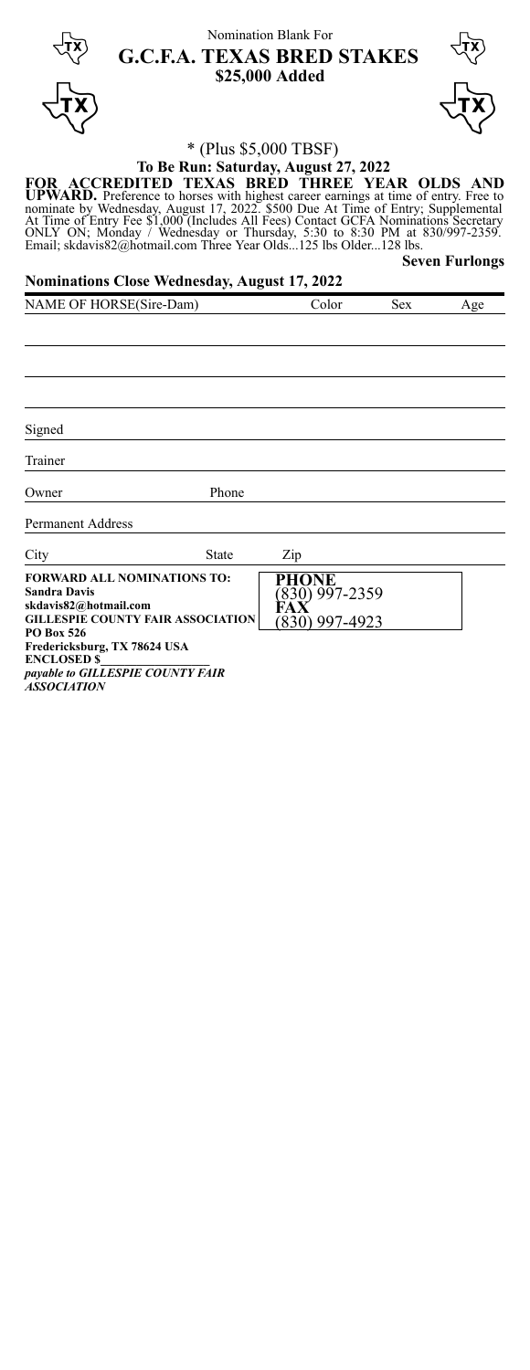Nomination Blank For

# G.C.F.A. TEXAS BRED STAKES

## $25,000 Added

* (Plus $5,000 TBSF)

**To Be Run: Saturday, August 27, 2022**

**FOR ACCREDITED TEXAS BRED THREE YEAR OLDS AND UPWARD.** Preference to horses with highest career earnings at time of entry. Free to nominate by Wednesday, August 17, 2022. $500 Due At Time of Entry; Supplemental At Time of Entry Fee $1,000 (Includes All Fees) Contact GCFA Nominations Secretary ONLY ON; Monday / Wednesday or Thursday, 5:30 to 8:30 PM at 830/997-2359. Email; skdavis82@hotmail.com Three Year Olds...125 lbs Older...128 lbs.

**Seven Furlongs**

**Nominations Close Wednesday, August 17, 2022**

| NAME OF HORSE(Sire-Dam) | Color | Sex | Age |
|---|---|---|---|
| | | | |
| | | | |
| | | | |
| | | | |

Signed

Trainer

Owner　　　　Phone

Permanent Address

City　　　　State　　　　Zip

**FORWARD ALL NOMINATIONS TO:**
**Sandra Davis**
**skdavis82@hotmail.com**
**GILLESPIE COUNTY FAIR ASSOCIATION**
**PO Box 526**
**Fredericksburg, TX 78624 USA**
**ENCLOSED $**\_\_\_\_\_\_\_\_\_\_\_\_\_\_\_\_
***payable to GILLESPIE COUNTY FAIR ASSOCIATION***

**PHONE**
(830) 997-2359
**FAX**
(830) 997-4923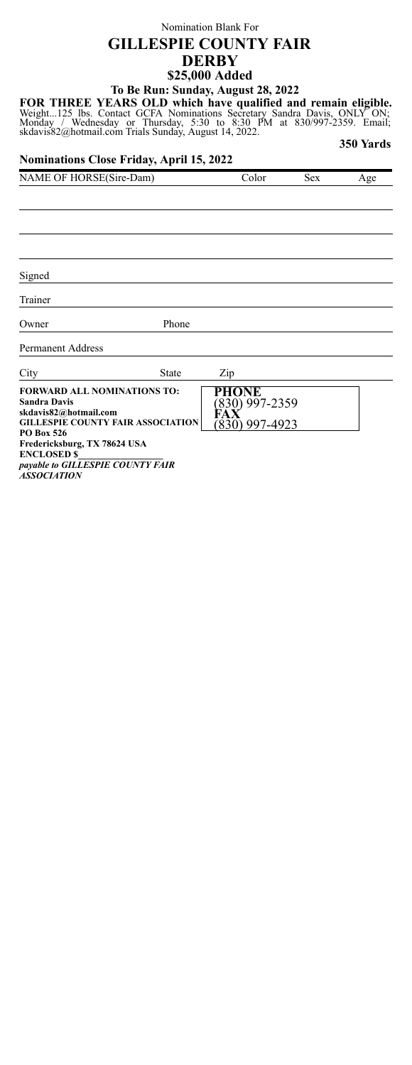Nomination Blank For

# GILLESPIE COUNTY FAIR DERBY

## $25,000 Added

**To Be Run: Sunday, August 28, 2022**

**FOR THREE YEARS OLD which have qualified and remain eligible.** Weight...125 lbs. Contact GCFA Nominations Secretary Sandra Davis, ONLY ON; Monday / Wednesday or Thursday, 5:30 to 8:30 PM at 830/997-2359. Email; skdavis82@hotmail.com Trials Sunday, August 14, 2022.

**350 Yards**

**Nominations Close Friday, April 15, 2022**

| NAME OF HORSE(Sire-Dam) | Color | Sex | Age |
|---|---|---|---|
| | | | |
| | | | |
| | | | |
| | | | |

Signed ______________________________

Trainer ______________________________

Owner ______________ Phone ______________

Permanent Address ______________________________

City ______________ State ______ Zip ______________

**FORWARD ALL NOMINATIONS TO:**
**Sandra Davis**
**skdavis82@hotmail.com**
**GILLESPIE COUNTY FAIR ASSOCIATION**
**PO Box 526**
**Fredericksburg, TX 78624 USA**
**ENCLOSED $**________________
***payable to GILLESPIE COUNTY FAIR ASSOCIATION***

**PHONE**
(830) 997-2359
**FAX**
(830) 997-4923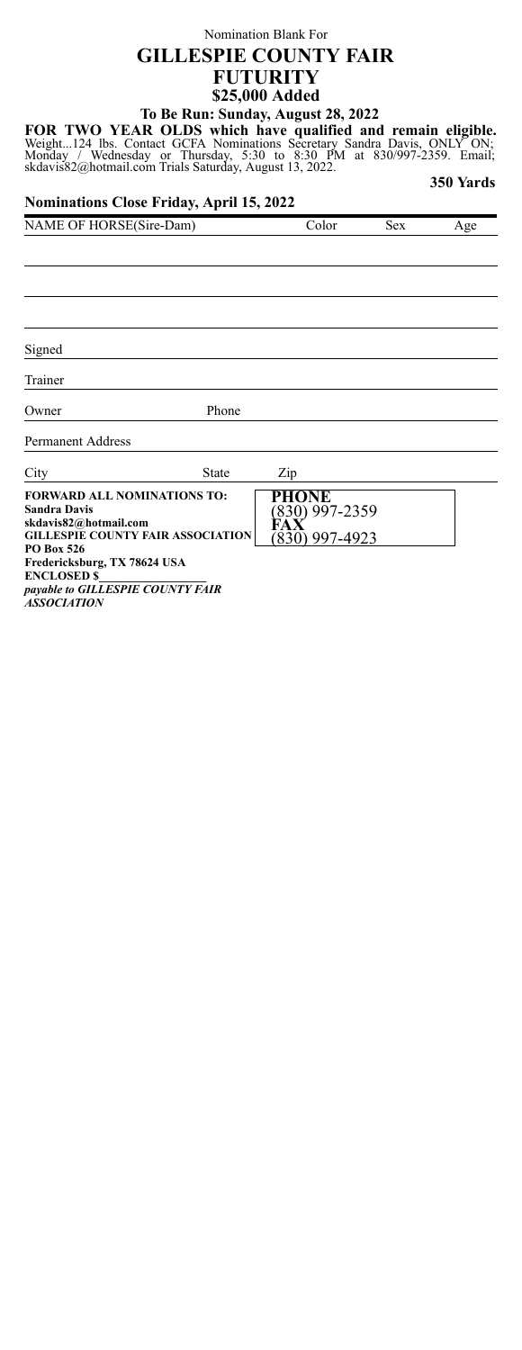Nomination Blank For

# GILLESPIE COUNTY FAIR
# FUTURITY
## $25,000 Added

**To Be Run: Sunday, August 28, 2022**

**FOR TWO YEAR OLDS which have qualified and remain eligible.** Weight...124 lbs. Contact GCFA Nominations Secretary Sandra Davis, ONLY ON; Monday / Wednesday or Thursday, 5:30 to 8:30 PM at 830/997-2359. Email; skdavis82@hotmail.com Trials Saturday, August 13, 2022.

**350 Yards**

**Nominations Close Friday, April 15, 2022**

| NAME OF HORSE(Sire-Dam) | Color | Sex | Age |
|---|---|---|---|
| | | | |
| | | | |
| | | | |
| | | | |

Signed ____________________

Trainer ____________________

Owner ____________________ Phone ____________________

Permanent Address ____________________

City ____________________ State ____________________ Zip ____________________

**FORWARD ALL NOMINATIONS TO:**
**Sandra Davis**
**skdavis82@hotmail.com**
**GILLESPIE COUNTY FAIR ASSOCIATION**
**PO Box 526**
**Fredericksburg, TX 78624 USA**
**ENCLOSED $**________________
***payable to GILLESPIE COUNTY FAIR ASSOCIATION***

**PHONE**
(830) 997-2359
**FAX**
(830) 997-4923